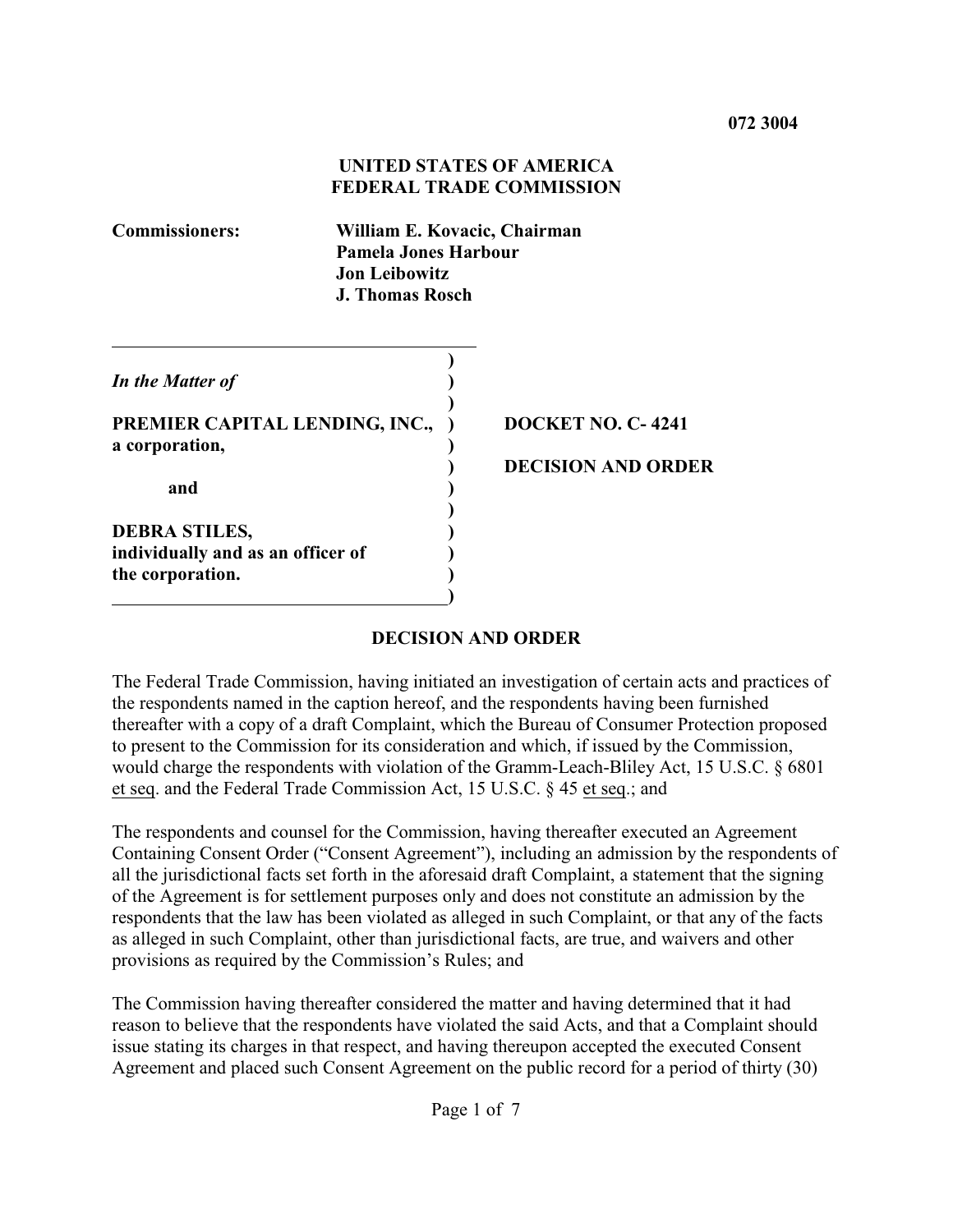**072 3004**

**UNITED STATES OF AMERICA**
**FEDERAL TRADE COMMISSION**

**Commissioners:** **William E. Kovacic, Chairman**
**Pamela Jones Harbour**
**Jon Leibowitz**
**J. Thomas Rosch**

*In the Matter of*

**PREMIER CAPITAL LENDING, INC., a corporation,**

**and**

**DEBRA STILES, individually and as an officer of the corporation.**

**DOCKET NO. C- 4241**

**DECISION AND ORDER**

## DECISION AND ORDER

The Federal Trade Commission, having initiated an investigation of certain acts and practices of the respondents named in the caption hereof, and the respondents having been furnished thereafter with a copy of a draft Complaint, which the Bureau of Consumer Protection proposed to present to the Commission for its consideration and which, if issued by the Commission, would charge the respondents with violation of the Gramm-Leach-Bliley Act, 15 U.S.C. § 6801 et seq. and the Federal Trade Commission Act, 15 U.S.C. § 45 et seq.; and

The respondents and counsel for the Commission, having thereafter executed an Agreement Containing Consent Order ("Consent Agreement"), including an admission by the respondents of all the jurisdictional facts set forth in the aforesaid draft Complaint, a statement that the signing of the Agreement is for settlement purposes only and does not constitute an admission by the respondents that the law has been violated as alleged in such Complaint, or that any of the facts as alleged in such Complaint, other than jurisdictional facts, are true, and waivers and other provisions as required by the Commission's Rules; and

The Commission having thereafter considered the matter and having determined that it had reason to believe that the respondents have violated the said Acts, and that a Complaint should issue stating its charges in that respect, and having thereupon accepted the executed Consent Agreement and placed such Consent Agreement on the public record for a period of thirty (30)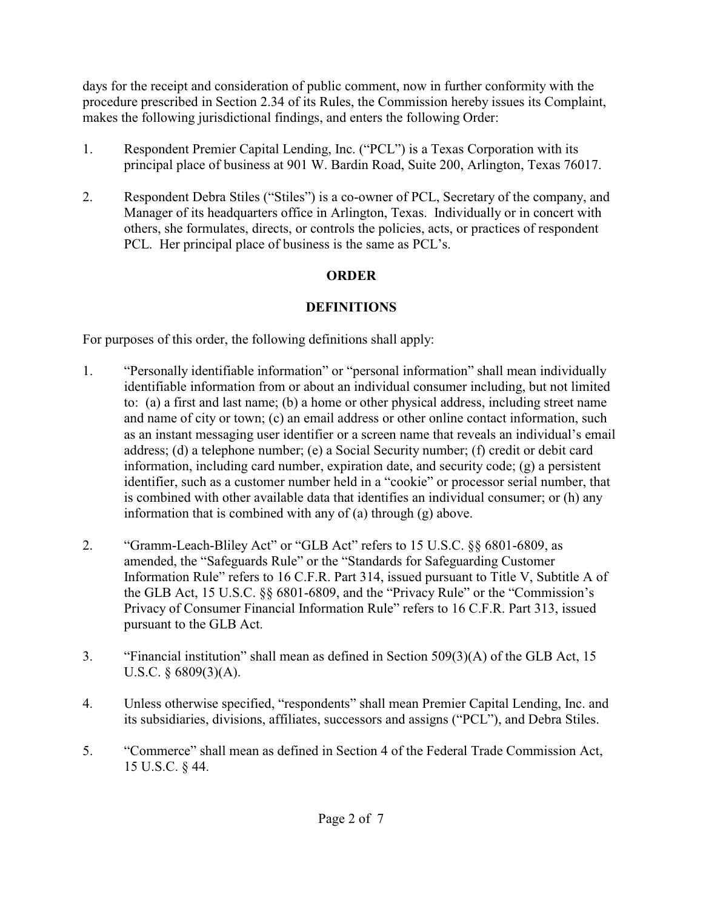days for the receipt and consideration of public comment, now in further conformity with the procedure prescribed in Section 2.34 of its Rules, the Commission hereby issues its Complaint, makes the following jurisdictional findings, and enters the following Order:

1. Respondent Premier Capital Lending, Inc. ("PCL") is a Texas Corporation with its principal place of business at 901 W. Bardin Road, Suite 200, Arlington, Texas 76017.

2. Respondent Debra Stiles ("Stiles") is a co-owner of PCL, Secretary of the company, and Manager of its headquarters office in Arlington, Texas. Individually or in concert with others, she formulates, directs, or controls the policies, acts, or practices of respondent PCL. Her principal place of business is the same as PCL's.

## ORDER

## DEFINITIONS

For purposes of this order, the following definitions shall apply:

1. "Personally identifiable information" or "personal information" shall mean individually identifiable information from or about an individual consumer including, but not limited to: (a) a first and last name; (b) a home or other physical address, including street name and name of city or town; (c) an email address or other online contact information, such as an instant messaging user identifier or a screen name that reveals an individual's email address; (d) a telephone number; (e) a Social Security number; (f) credit or debit card information, including card number, expiration date, and security code; (g) a persistent identifier, such as a customer number held in a "cookie" or processor serial number, that is combined with other available data that identifies an individual consumer; or (h) any information that is combined with any of (a) through (g) above.

2. "Gramm-Leach-Bliley Act" or "GLB Act" refers to 15 U.S.C. §§ 6801-6809, as amended, the "Safeguards Rule" or the "Standards for Safeguarding Customer Information Rule" refers to 16 C.F.R. Part 314, issued pursuant to Title V, Subtitle A of the GLB Act, 15 U.S.C. §§ 6801-6809, and the "Privacy Rule" or the "Commission's Privacy of Consumer Financial Information Rule" refers to 16 C.F.R. Part 313, issued pursuant to the GLB Act.

3. "Financial institution" shall mean as defined in Section 509(3)(A) of the GLB Act, 15 U.S.C. § 6809(3)(A).

4. Unless otherwise specified, "respondents" shall mean Premier Capital Lending, Inc. and its subsidiaries, divisions, affiliates, successors and assigns ("PCL"), and Debra Stiles.

5. "Commerce" shall mean as defined in Section 4 of the Federal Trade Commission Act, 15 U.S.C. § 44.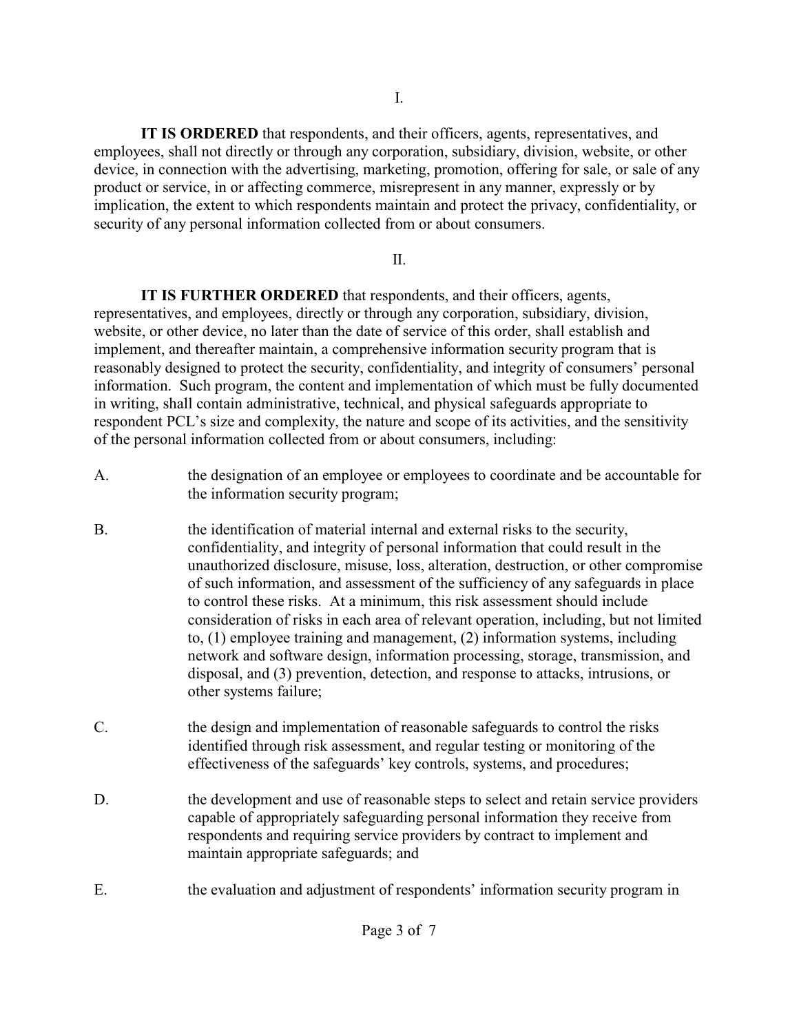I.

**IT IS ORDERED** that respondents, and their officers, agents, representatives, and employees, shall not directly or through any corporation, subsidiary, division, website, or other device, in connection with the advertising, marketing, promotion, offering for sale, or sale of any product or service, in or affecting commerce, misrepresent in any manner, expressly or by implication, the extent to which respondents maintain and protect the privacy, confidentiality, or security of any personal information collected from or about consumers.

II.

**IT IS FURTHER ORDERED** that respondents, and their officers, agents, representatives, and employees, directly or through any corporation, subsidiary, division, website, or other device, no later than the date of service of this order, shall establish and implement, and thereafter maintain, a comprehensive information security program that is reasonably designed to protect the security, confidentiality, and integrity of consumers' personal information. Such program, the content and implementation of which must be fully documented in writing, shall contain administrative, technical, and physical safeguards appropriate to respondent PCL's size and complexity, the nature and scope of its activities, and the sensitivity of the personal information collected from or about consumers, including:

A. the designation of an employee or employees to coordinate and be accountable for the information security program;

B. the identification of material internal and external risks to the security, confidentiality, and integrity of personal information that could result in the unauthorized disclosure, misuse, loss, alteration, destruction, or other compromise of such information, and assessment of the sufficiency of any safeguards in place to control these risks. At a minimum, this risk assessment should include consideration of risks in each area of relevant operation, including, but not limited to, (1) employee training and management, (2) information systems, including network and software design, information processing, storage, transmission, and disposal, and (3) prevention, detection, and response to attacks, intrusions, or other systems failure;

C. the design and implementation of reasonable safeguards to control the risks identified through risk assessment, and regular testing or monitoring of the effectiveness of the safeguards' key controls, systems, and procedures;

D. the development and use of reasonable steps to select and retain service providers capable of appropriately safeguarding personal information they receive from respondents and requiring service providers by contract to implement and maintain appropriate safeguards; and

E. the evaluation and adjustment of respondents' information security program in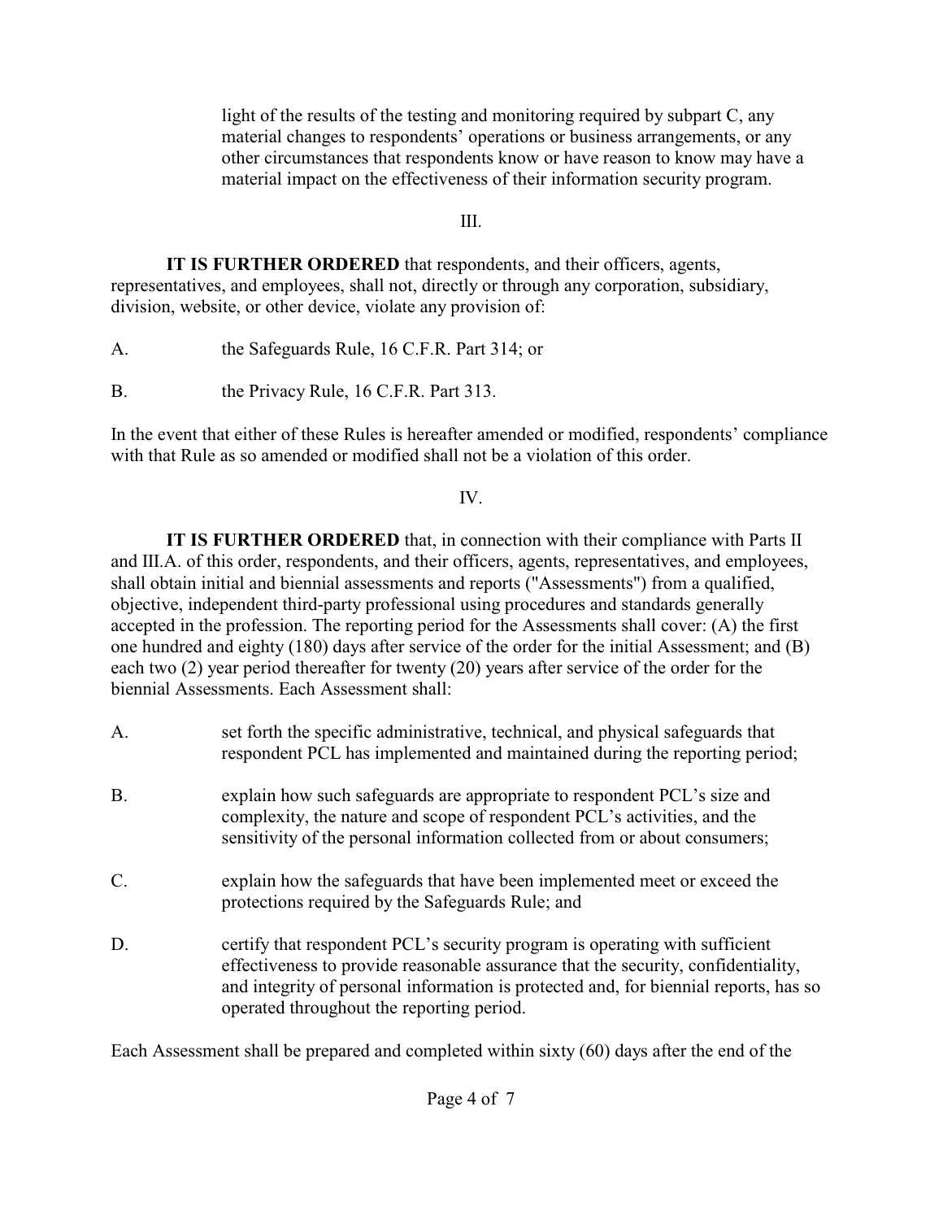light of the results of the testing and monitoring required by subpart C, any material changes to respondents' operations or business arrangements, or any other circumstances that respondents know or have reason to know may have a material impact on the effectiveness of their information security program.

III.

**IT IS FURTHER ORDERED** that respondents, and their officers, agents, representatives, and employees, shall not, directly or through any corporation, subsidiary, division, website, or other device, violate any provision of:

A. the Safeguards Rule, 16 C.F.R. Part 314; or

B. the Privacy Rule, 16 C.F.R. Part 313.

In the event that either of these Rules is hereafter amended or modified, respondents' compliance with that Rule as so amended or modified shall not be a violation of this order.

IV.

**IT IS FURTHER ORDERED** that, in connection with their compliance with Parts II and III.A. of this order, respondents, and their officers, agents, representatives, and employees, shall obtain initial and biennial assessments and reports ("Assessments") from a qualified, objective, independent third-party professional using procedures and standards generally accepted in the profession. The reporting period for the Assessments shall cover: (A) the first one hundred and eighty (180) days after service of the order for the initial Assessment; and (B) each two (2) year period thereafter for twenty (20) years after service of the order for the biennial Assessments. Each Assessment shall:

A. set forth the specific administrative, technical, and physical safeguards that respondent PCL has implemented and maintained during the reporting period;

B. explain how such safeguards are appropriate to respondent PCL's size and complexity, the nature and scope of respondent PCL's activities, and the sensitivity of the personal information collected from or about consumers;

C. explain how the safeguards that have been implemented meet or exceed the protections required by the Safeguards Rule; and

D. certify that respondent PCL's security program is operating with sufficient effectiveness to provide reasonable assurance that the security, confidentiality, and integrity of personal information is protected and, for biennial reports, has so operated throughout the reporting period.

Each Assessment shall be prepared and completed within sixty (60) days after the end of the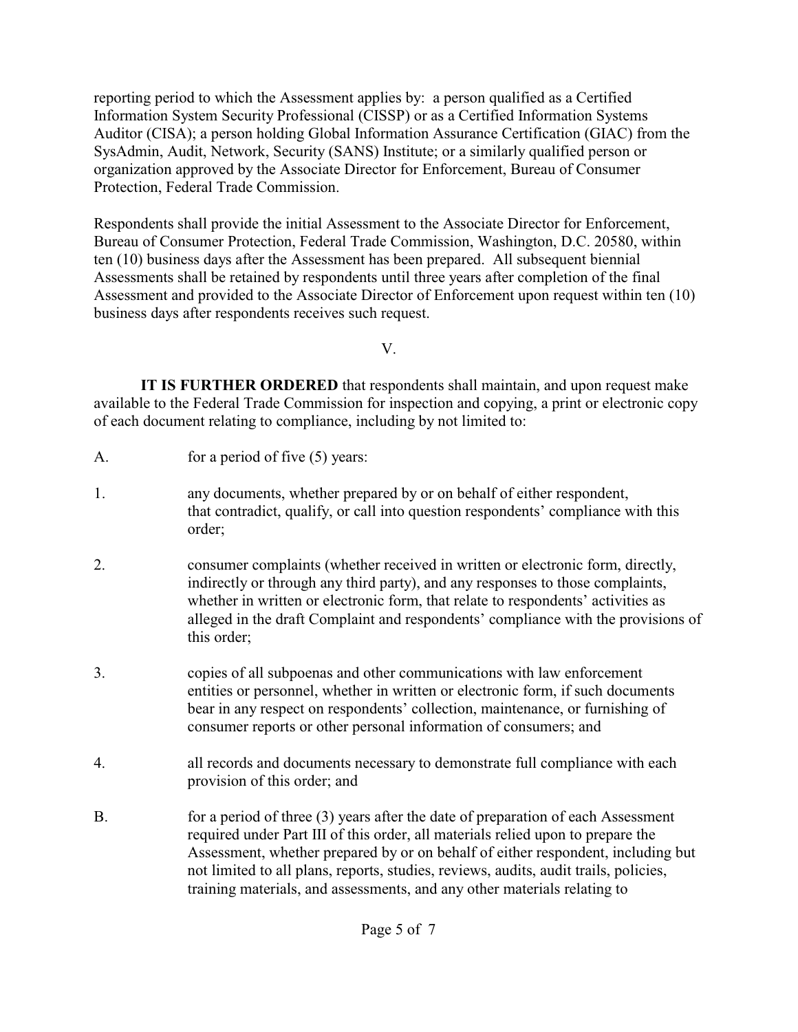reporting period to which the Assessment applies by: a person qualified as a Certified Information System Security Professional (CISSP) or as a Certified Information Systems Auditor (CISA); a person holding Global Information Assurance Certification (GIAC) from the SysAdmin, Audit, Network, Security (SANS) Institute; or a similarly qualified person or organization approved by the Associate Director for Enforcement, Bureau of Consumer Protection, Federal Trade Commission.

Respondents shall provide the initial Assessment to the Associate Director for Enforcement, Bureau of Consumer Protection, Federal Trade Commission, Washington, D.C. 20580, within ten (10) business days after the Assessment has been prepared. All subsequent biennial Assessments shall be retained by respondents until three years after completion of the final Assessment and provided to the Associate Director of Enforcement upon request within ten (10) business days after respondents receives such request.

V.

**IT IS FURTHER ORDERED** that respondents shall maintain, and upon request make available to the Federal Trade Commission for inspection and copying, a print or electronic copy of each document relating to compliance, including by not limited to:

A. for a period of five (5) years:

1. any documents, whether prepared by or on behalf of either respondent, that contradict, qualify, or call into question respondents' compliance with this order;

2. consumer complaints (whether received in written or electronic form, directly, indirectly or through any third party), and any responses to those complaints, whether in written or electronic form, that relate to respondents' activities as alleged in the draft Complaint and respondents' compliance with the provisions of this order;

3. copies of all subpoenas and other communications with law enforcement entities or personnel, whether in written or electronic form, if such documents bear in any respect on respondents' collection, maintenance, or furnishing of consumer reports or other personal information of consumers; and

4. all records and documents necessary to demonstrate full compliance with each provision of this order; and

B. for a period of three (3) years after the date of preparation of each Assessment required under Part III of this order, all materials relied upon to prepare the Assessment, whether prepared by or on behalf of either respondent, including but not limited to all plans, reports, studies, reviews, audits, audit trails, policies, training materials, and assessments, and any other materials relating to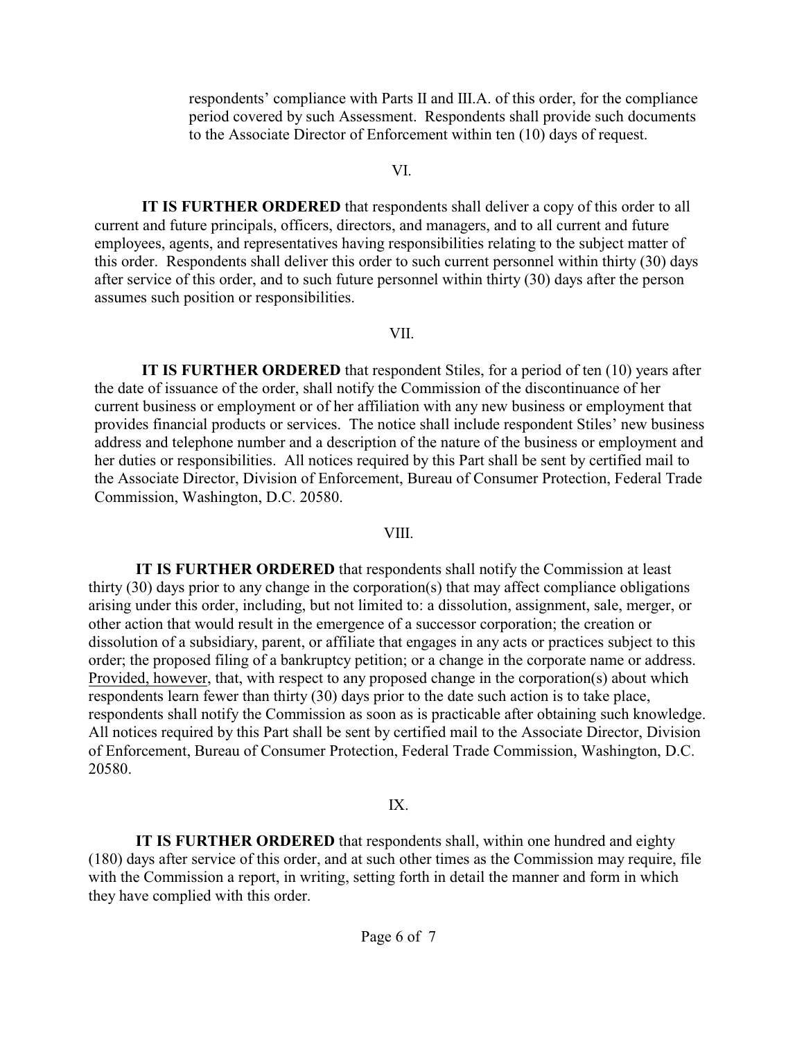respondents' compliance with Parts II and III.A. of this order, for the compliance period covered by such Assessment. Respondents shall provide such documents to the Associate Director of Enforcement within ten (10) days of request.

VI.

**IT IS FURTHER ORDERED** that respondents shall deliver a copy of this order to all current and future principals, officers, directors, and managers, and to all current and future employees, agents, and representatives having responsibilities relating to the subject matter of this order. Respondents shall deliver this order to such current personnel within thirty (30) days after service of this order, and to such future personnel within thirty (30) days after the person assumes such position or responsibilities.

VII.

**IT IS FURTHER ORDERED** that respondent Stiles, for a period of ten (10) years after the date of issuance of the order, shall notify the Commission of the discontinuance of her current business or employment or of her affiliation with any new business or employment that provides financial products or services. The notice shall include respondent Stiles' new business address and telephone number and a description of the nature of the business or employment and her duties or responsibilities. All notices required by this Part shall be sent by certified mail to the Associate Director, Division of Enforcement, Bureau of Consumer Protection, Federal Trade Commission, Washington, D.C. 20580.

VIII.

**IT IS FURTHER ORDERED** that respondents shall notify the Commission at least thirty (30) days prior to any change in the corporation(s) that may affect compliance obligations arising under this order, including, but not limited to: a dissolution, assignment, sale, merger, or other action that would result in the emergence of a successor corporation; the creation or dissolution of a subsidiary, parent, or affiliate that engages in any acts or practices subject to this order; the proposed filing of a bankruptcy petition; or a change in the corporate name or address. Provided, however, that, with respect to any proposed change in the corporation(s) about which respondents learn fewer than thirty (30) days prior to the date such action is to take place, respondents shall notify the Commission as soon as is practicable after obtaining such knowledge. All notices required by this Part shall be sent by certified mail to the Associate Director, Division of Enforcement, Bureau of Consumer Protection, Federal Trade Commission, Washington, D.C. 20580.

IX.

**IT IS FURTHER ORDERED** that respondents shall, within one hundred and eighty (180) days after service of this order, and at such other times as the Commission may require, file with the Commission a report, in writing, setting forth in detail the manner and form in which they have complied with this order.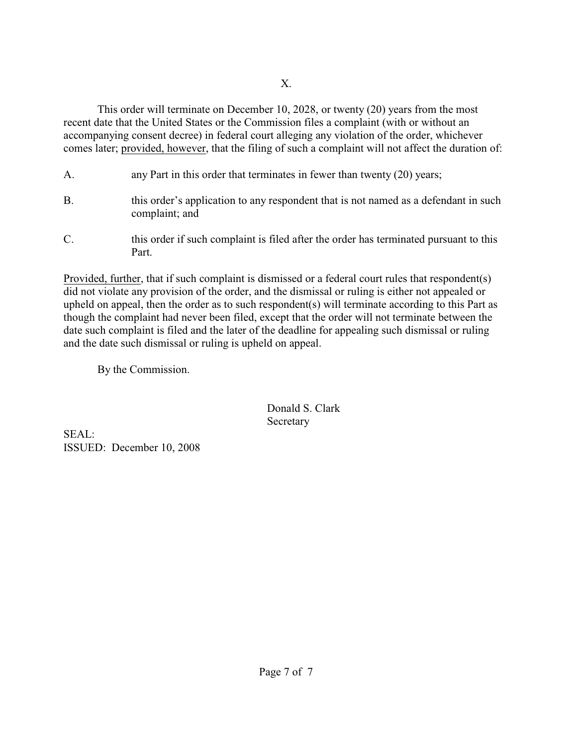X.

This order will terminate on December 10, 2028, or twenty (20) years from the most recent date that the United States or the Commission files a complaint (with or without an accompanying consent decree) in federal court alleging any violation of the order, whichever comes later; provided, however, that the filing of such a complaint will not affect the duration of:

A. any Part in this order that terminates in fewer than twenty (20) years;

B. this order's application to any respondent that is not named as a defendant in such complaint; and

C. this order if such complaint is filed after the order has terminated pursuant to this Part.

Provided, further, that if such complaint is dismissed or a federal court rules that respondent(s) did not violate any provision of the order, and the dismissal or ruling is either not appealed or upheld on appeal, then the order as to such respondent(s) will terminate according to this Part as though the complaint had never been filed, except that the order will not terminate between the date such complaint is filed and the later of the deadline for appealing such dismissal or ruling and the date such dismissal or ruling is upheld on appeal.

By the Commission.

Donald S. Clark
Secretary

SEAL:
ISSUED: December 10, 2008